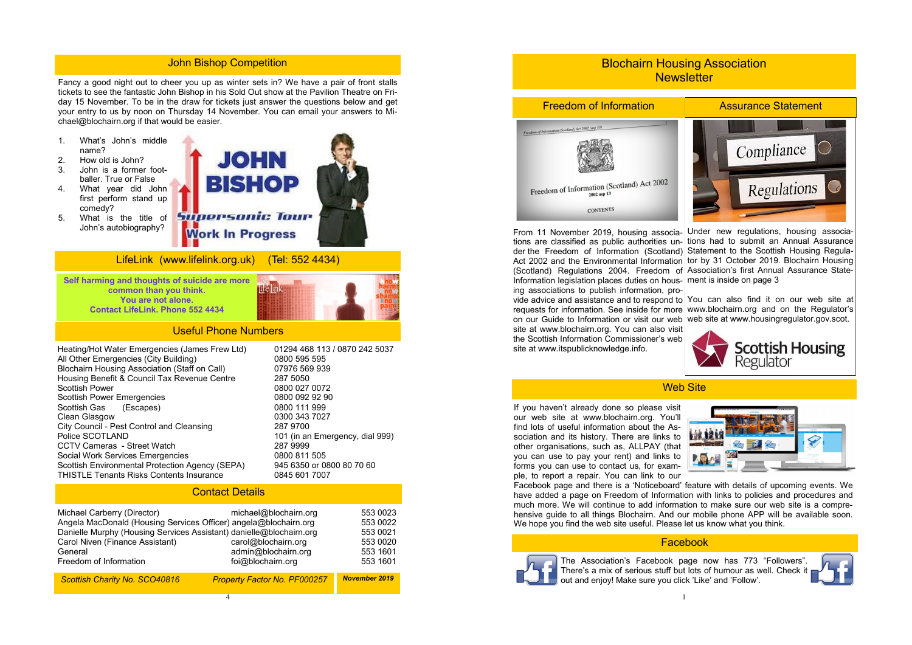## John Bishop Competition

Fancy a good night out to cheer you up as winter sets in? We have a pair of front stalls tickets to see the fantastic John Bishop in his Sold Out show at the Pavilion Theatre on Friday 15 November. To be in the draw for tickets just answer the questions below and get your entry to us by noon on Thursday 14 November. You can email your answers to Michael@blochairn.org if that would be easier.

1. What's John's middle name?
2. How old is John?
3. John is a former footballer. True or False
4. What year did John first perform stand up comedy?
5. What is the title of John's autobiography?

## LifeLink (www.lifelink.org.uk) (Tel: 552 4434)

**Self harming and thoughts of suicide are more common than you think.**
**You are not alone.**
**Contact LifeLink. Phone 552 4434**

## Useful Phone Numbers

| | |
|---|---|
| Heating/Hot Water Emergencies (James Frew Ltd) | 01294 468 113 / 0870 242 5037 |
| All Other Emergencies (City Building) | 0800 595 595 |
| Blochairn Housing Association (Staff on Call) | 07976 569 939 |
| Housing Benefit & Council Tax Revenue Centre | 287 5050 |
| Scottish Power | 0800 027 0072 |
| Scottish Power Emergencies | 0800 092 92 90 |
| Scottish Gas (Escapes) | 0800 111 999 |
| Clean Glasgow | 0300 343 7027 |
| City Council - Pest Control and Cleansing | 287 9700 |
| Police SCOTLAND | 101 (in an Emergency, dial 999) |
| CCTV Cameras - Street Watch | 287 9999 |
| Social Work Services Emergencies | 0800 811 505 |
| Scottish Environmental Protection Agency (SEPA) | 945 6350 or 0800 80 70 60 |
| THISTLE Tenants Risks Contents Insurance | 0845 601 7007 |

## Contact Details

| | | |
|---|---|---|
| Michael Carberry (Director) | michael@blochairn.org | 553 0023 |
| Angela MacDonald (Housing Services Officer) | angela@blochairn.org | 553 0022 |
| Danielle Murphy (Housing Services Assistant) | danielle@blochairn.org | 553 0021 |
| Carol Niven (Finance Assistant) | carol@blochairn.org | 553 0020 |
| General | admin@blochairn.org | 553 1601 |
| Freedom of Information | foi@blochairn.org | 553 1601 |

*Scottish Charity No. SCO40816* *Property Factor No. PF000257* ***November 2019***

# Blochairn Housing Association Newsletter

## Freedom of Information

From 11 November 2019, housing associations are classified as public authorities under the Freedom of Information (Scotland) Act 2002 and the Environmental Information (Scotland) Regulations 2004. Freedom of Information legislation places duties on housing associations to publish information, provide advice and assistance and to respond to requests for information. See inside for more on our Guide to Information or visit our web site at www.blochairn.org. You can also visit the Scottish Information Commissioner's web site at www.itspublicknowledge.info.

## Assurance Statement

Under new regulations, housing associations had to submit an Annual Assurance Statement to the Scottish Housing Regulator by 31 October 2019. Blochairn Housing Association's first Annual Assurance Statement is inside on page 3

You can also find it on our web site at www.blochairn.org and on the Regulator's web site at www.housingregulator.gov.scot.

## Web Site

If you haven't already done so please visit our web site at www.blochairn.org. You'll find lots of useful information about the Association and its history. There are links to other organisations, such as, ALLPAY (that you can use to pay your rent) and links to forms you can use to contact us, for example, to report a repair. You can link to our Facebook page and there is a 'Noticeboard' feature with details of upcoming events. We have added a page on Freedom of Information with links to policies and procedures and much more. We will continue to add information to make sure our web site is a comprehensive guide to all things Blochairn. And our mobile phone APP will be available soon. We hope you find the web site useful. Please let us know what you think.

## Facebook

The Association's Facebook page now has 773 "Followers". There's a mix of serious stuff but lots of humour as well. Check it out and enjoy! Make sure you click 'Like' and 'Follow'.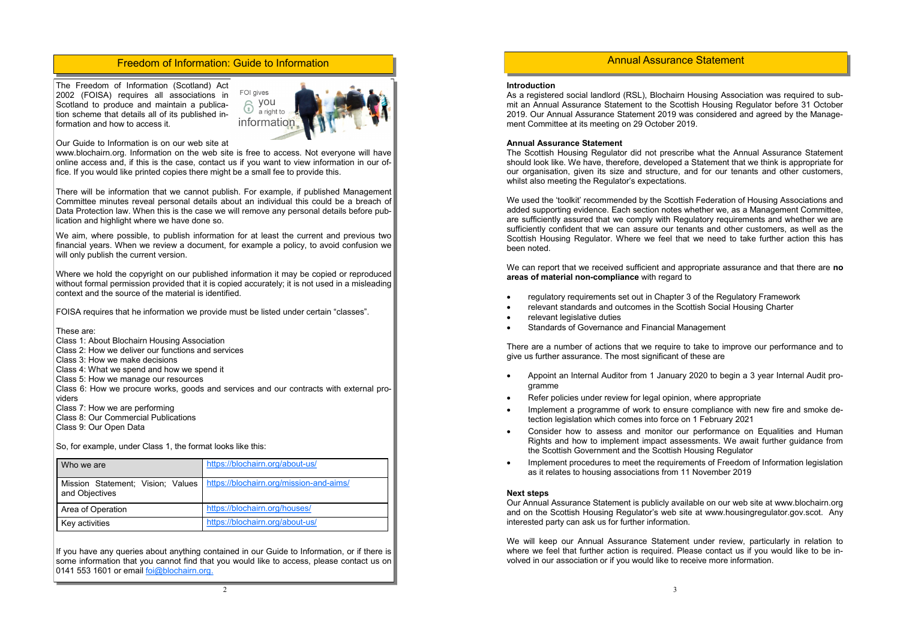## Freedom of Information: Guide to Information

The Freedom of Information (Scotland) Act 2002 (FOISA) requires all associations in Scotland to produce and maintain a publication scheme that details all of its published information and how to access it.

Our Guide to Information is on our web site at www.blochairn.org. Information on the web site is free to access. Not everyone will have online access and, if this is the case, contact us if you want to view information in our office. If you would like printed copies there might be a small fee to provide this.

There will be information that we cannot publish. For example, if published Management Committee minutes reveal personal details about an individual this could be a breach of Data Protection law. When this is the case we will remove any personal details before publication and highlight where we have done so.

We aim, where possible, to publish information for at least the current and previous two financial years. When we review a document, for example a policy, to avoid confusion we will only publish the current version.

Where we hold the copyright on our published information it may be copied or reproduced without formal permission provided that it is copied accurately; it is not used in a misleading context and the source of the material is identified.

FOISA requires that he information we provide must be listed under certain "classes".

These are:

Class 1: About Blochairn Housing Association
Class 2: How we deliver our functions and services
Class 3: How we make decisions
Class 4: What we spend and how we spend it
Class 5: How we manage our resources
Class 6: How we procure works, goods and services and our contracts with external providers
Class 7: How we are performing
Class 8: Our Commercial Publications
Class 9: Our Open Data

So, for example, under Class 1, the format looks like this:

| | |
|---|---|
| Who we are | https://blochairn.org/about-us/ |
| Mission Statement; Vision; Values and Objectives | https://blochairn.org/mission-and-aims/ |
| Area of Operation | https://blochairn.org/houses/ |
| Key activities | https://blochairn.org/about-us/ |

If you have any queries about anything contained in our Guide to Information, or if there is some information that you cannot find that you would like to access, please contact us on 0141 553 1601 or email foi@blochairn.org.

## Annual Assurance Statement

**Introduction**

As a registered social landlord (RSL), Blochairn Housing Association was required to submit an Annual Assurance Statement to the Scottish Housing Regulator before 31 October 2019. Our Annual Assurance Statement 2019 was considered and agreed by the Management Committee at its meeting on 29 October 2019.

**Annual Assurance Statement**

The Scottish Housing Regulator did not prescribe what the Annual Assurance Statement should look like. We have, therefore, developed a Statement that we think is appropriate for our organisation, given its size and structure, and for our tenants and other customers, whilst also meeting the Regulator's expectations.

We used the 'toolkit' recommended by the Scottish Federation of Housing Associations and added supporting evidence. Each section notes whether we, as a Management Committee, are sufficiently assured that we comply with Regulatory requirements and whether we are sufficiently confident that we can assure our tenants and other customers, as well as the Scottish Housing Regulator. Where we feel that we need to take further action this has been noted.

We can report that we received sufficient and appropriate assurance and that there are **no areas of material non-compliance** with regard to

- regulatory requirements set out in Chapter 3 of the Regulatory Framework
- relevant standards and outcomes in the Scottish Social Housing Charter
- relevant legislative duties
- Standards of Governance and Financial Management

There are a number of actions that we require to take to improve our performance and to give us further assurance. The most significant of these are

- Appoint an Internal Auditor from 1 January 2020 to begin a 3 year Internal Audit programme
- Refer policies under review for legal opinion, where appropriate
- Implement a programme of work to ensure compliance with new fire and smoke detection legislation which comes into force on 1 February 2021
- Consider how to assess and monitor our performance on Equalities and Human Rights and how to implement impact assessments. We await further guidance from the Scottish Government and the Scottish Housing Regulator
- Implement procedures to meet the requirements of Freedom of Information legislation as it relates to housing associations from 11 November 2019

**Next steps**

Our Annual Assurance Statement is publicly available on our web site at www.blochairn.org and on the Scottish Housing Regulator's web site at www.housingregulator.gov.scot. Any interested party can ask us for further information.

We will keep our Annual Assurance Statement under review, particularly in relation to where we feel that further action is required. Please contact us if you would like to be involved in our association or if you would like to receive more information.